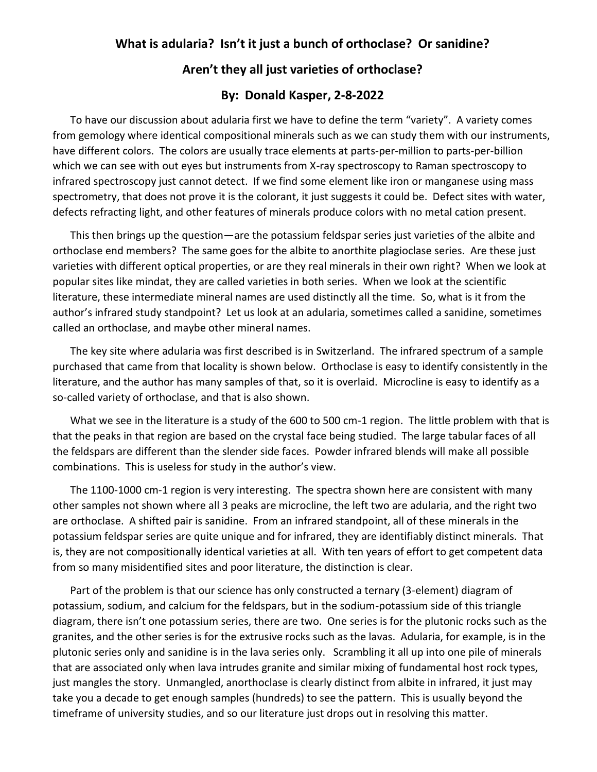# What is adularia? Isn't it just a bunch of orthoclase? Or sanidine?

## Aren't they all just varieties of orthoclase?

### By: Donald Kasper, 2-8-2022

To have our discussion about adularia first we have to define the term "variety". A variety comes from gemology where identical compositional minerals such as we can study them with our instruments, have different colors. The colors are usually trace elements at parts-per-million to parts-per-billion which we can see with out eyes but instruments from X-ray spectroscopy to Raman spectroscopy to infrared spectroscopy just cannot detect. If we find some element like iron or manganese using mass spectrometry, that does not prove it is the colorant, it just suggests it could be. Defect sites with water, defects refracting light, and other features of minerals produce colors with no metal cation present.

This then brings up the question—are the potassium feldspar series just varieties of the albite and orthoclase end members? The same goes for the albite to anorthite plagioclase series. Are these just varieties with different optical properties, or are they real minerals in their own right? When we look at popular sites like mindat, they are called varieties in both series. When we look at the scientific literature, these intermediate mineral names are used distinctly all the time. So, what is it from the author's infrared study standpoint? Let us look at an adularia, sometimes called a sanidine, sometimes called an orthoclase, and maybe other mineral names.

The key site where adularia was first described is in Switzerland. The infrared spectrum of a sample purchased that came from that locality is shown below. Orthoclase is easy to identify consistently in the literature, and the author has many samples of that, so it is overlaid. Microcline is easy to identify as a so-called variety of orthoclase, and that is also shown.

What we see in the literature is a study of the 600 to 500 cm-1 region. The little problem with that is that the peaks in that region are based on the crystal face being studied. The large tabular faces of all the feldspars are different than the slender side faces. Powder infrared blends will make all possible combinations. This is useless for study in the author's view.

The 1100-1000 cm-1 region is very interesting. The spectra shown here are consistent with many other samples not shown where all 3 peaks are microcline, the left two are adularia, and the right two are orthoclase. A shifted pair is sanidine. From an infrared standpoint, all of these minerals in the potassium feldspar series are quite unique and for infrared, they are identifiably distinct minerals. That is, they are not compositionally identical varieties at all. With ten years of effort to get competent data from so many misidentified sites and poor literature, the distinction is clear.

Part of the problem is that our science has only constructed a ternary (3-element) diagram of potassium, sodium, and calcium for the feldspars, but in the sodium-potassium side of this triangle diagram, there isn't one potassium series, there are two. One series is for the plutonic rocks such as the granites, and the other series is for the extrusive rocks such as the lavas. Adularia, for example, is in the plutonic series only and sanidine is in the lava series only. Scrambling it all up into one pile of minerals that are associated only when lava intrudes granite and similar mixing of fundamental host rock types, just mangles the story. Unmangled, anorthoclase is clearly distinct from albite in infrared, it just may take you a decade to get enough samples (hundreds) to see the pattern. This is usually beyond the timeframe of university studies, and so our literature just drops out in resolving this matter.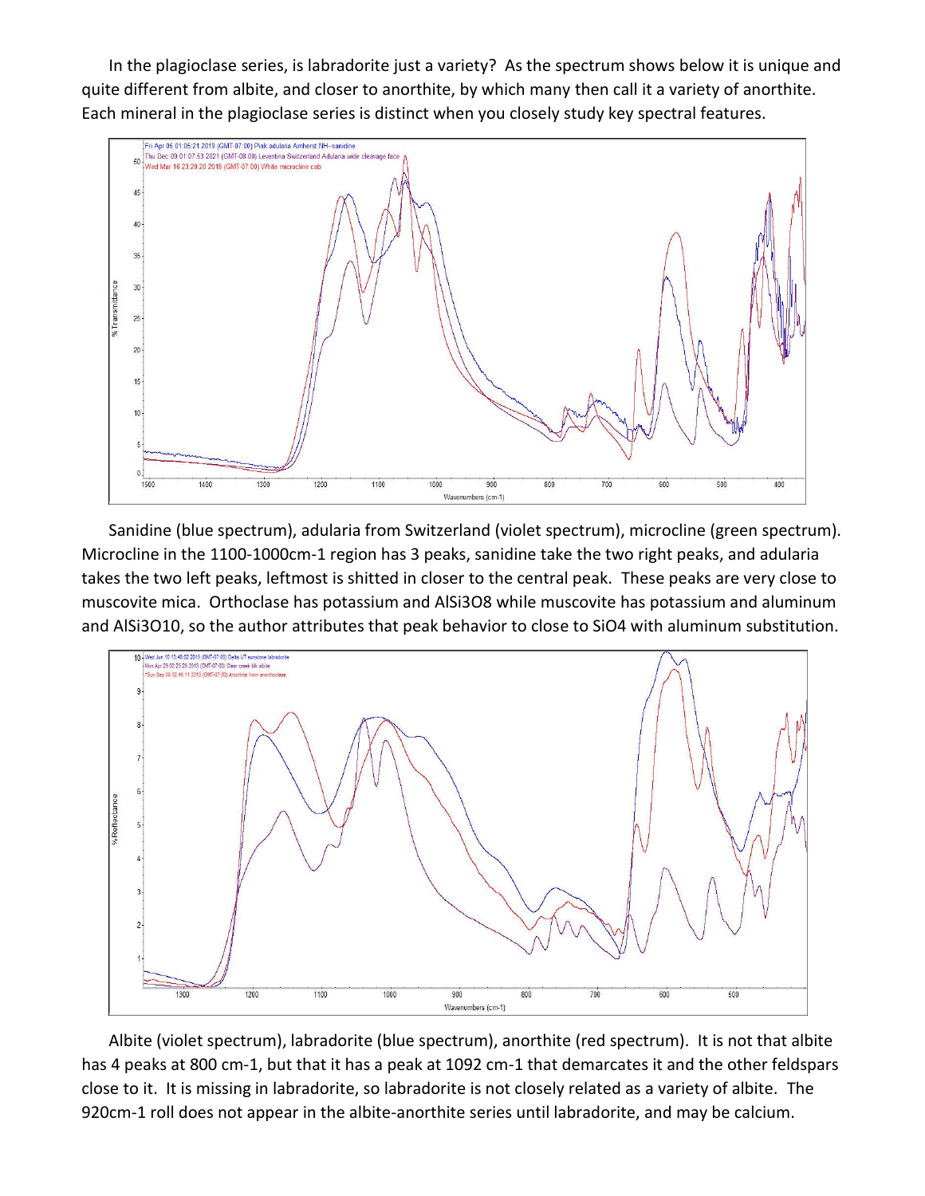In the plagioclase series, is labradorite just a variety? As the spectrum shows below it is unique and quite different from albite, and closer to anorthite, by which many then call it a variety of anorthite. Each mineral in the plagioclase series is distinct when you closely study key spectral features.

Fri Apr 05 01:05:21 2019 (GMT-07:00) Pink adularia Amherst NH--sanidine
Thu Dec 09 01:07:53 2021 (GMT-08:00) Leventina Switzerland Adularia wide cleavage face
Wed Mar 16 23:20:20 2016 (GMT-07:00) White microcline cab

% Transmittance

50
45
40
35
30
25
20
15
10
5
0

1500
1400
1300
1200
1100
1000
900
800
700
600
500
400

Wavenumbers (cm-1)

Sanidine (blue spectrum), adularia from Switzerland (violet spectrum), microcline (green spectrum). Microcline in the 1100-1000cm-1 region has 3 peaks, sanidine take the two right peaks, and adularia takes the two left peaks, leftmost is shitted in closer to the central peak. These peaks are very close to muscovite mica. Orthoclase has potassium and $AlSi_3O_8$ while muscovite has potassium and aluminum and $AlSi_3O_{10}$, so the author attributes that peak behavior to close to $SiO_4$ with aluminum substitution.

Wed Jun 10 13:48:02 2015 (GMT-07:00) Delta UT sunstone labradorite
Mon Apr 29 02:25:29 2013 (GMT-07:00) Clear creek blk albite
*Sun Sep 08 02:48:11 2013 (GMT-07:00) Anorthite from anorthoclase

% Reflectance

10
9
8
7
6
5
4
3
2
1

1300
1200
1100
1000
900
800
700
600
500

Wavenumbers (cm-1)

Albite (violet spectrum), labradorite (blue spectrum), anorthite (red spectrum). It is not that albite has 4 peaks at 800 cm-1, but that it has a peak at 1092 cm-1 that demarcates it and the other feldspars close to it. It is missing in labradorite, so labradorite is not closely related as a variety of albite. The 920cm-1 roll does not appear in the albite-anorthite series until labradorite, and may be calcium.